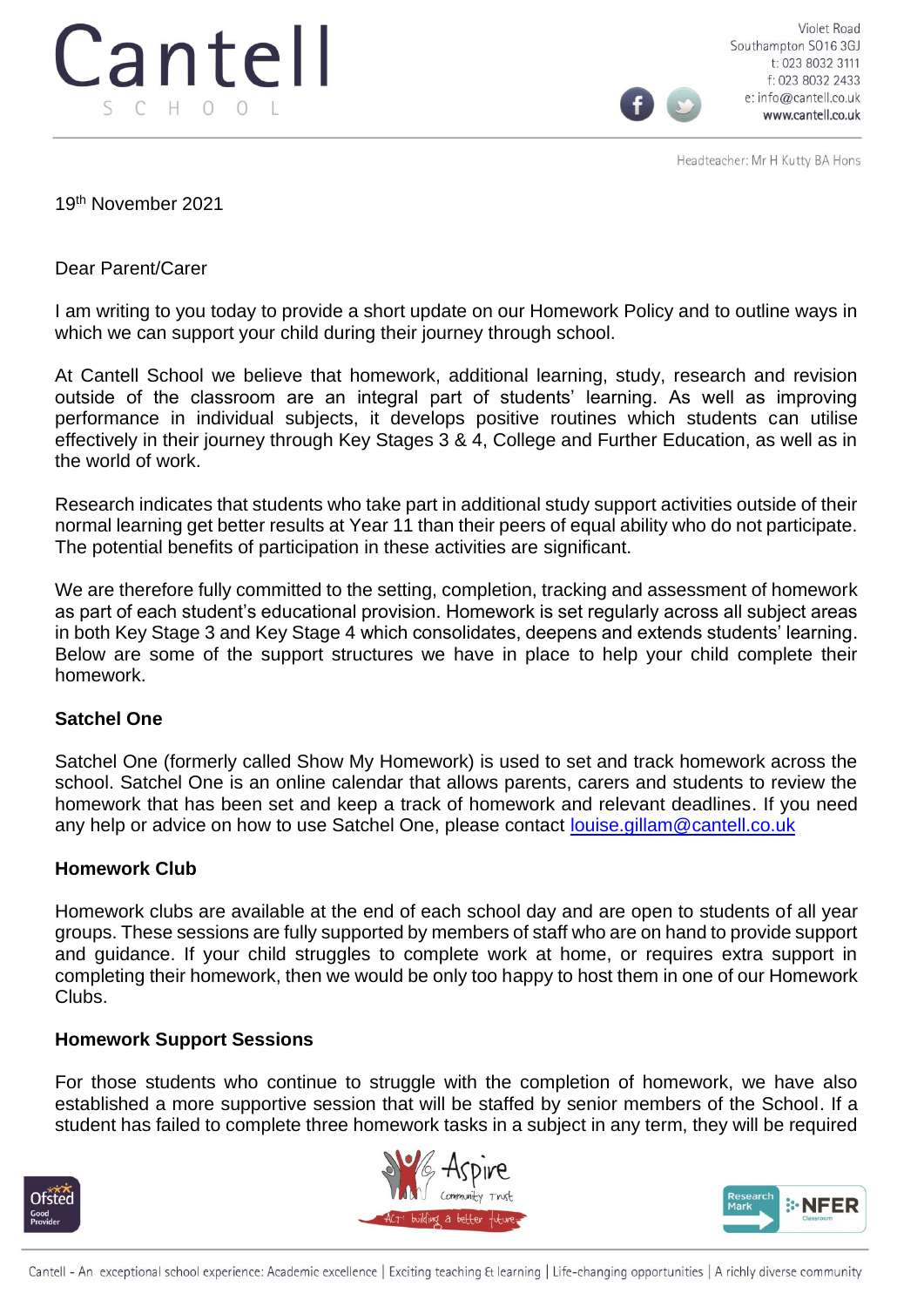Cantell
SCHOOL

Violet Road
Southampton SO16 3GJ
t: 023 8032 3111
f: 023 8032 2433
e: info@cantell.co.uk
www.cantell.co.uk

Headteacher: Mr H Kutty BA Hons

19th November 2021

Dear Parent/Carer

I am writing to you today to provide a short update on our Homework Policy and to outline ways in which we can support your child during their journey through school.

At Cantell School we believe that homework, additional learning, study, research and revision outside of the classroom are an integral part of students' learning. As well as improving performance in individual subjects, it develops positive routines which students can utilise effectively in their journey through Key Stages 3 & 4, College and Further Education, as well as in the world of work.

Research indicates that students who take part in additional study support activities outside of their normal learning get better results at Year 11 than their peers of equal ability who do not participate. The potential benefits of participation in these activities are significant.

We are therefore fully committed to the setting, completion, tracking and assessment of homework as part of each student's educational provision. Homework is set regularly across all subject areas in both Key Stage 3 and Key Stage 4 which consolidates, deepens and extends students' learning. Below are some of the support structures we have in place to help your child complete their homework.

**Satchel One**

Satchel One (formerly called Show My Homework) is used to set and track homework across the school. Satchel One is an online calendar that allows parents, carers and students to review the homework that has been set and keep a track of homework and relevant deadlines. If you need any help or advice on how to use Satchel One, please contact louise.gillam@cantell.co.uk

**Homework Club**

Homework clubs are available at the end of each school day and are open to students of all year groups. These sessions are fully supported by members of staff who are on hand to provide support and guidance. If your child struggles to complete work at home, or requires extra support in completing their homework, then we would be only too happy to host them in one of our Homework Clubs.

**Homework Support Sessions**

For those students who continue to struggle with the completion of homework, we have also established a more supportive session that will be staffed by senior members of the School. If a student has failed to complete three homework tasks in a subject in any term, they will be required

Cantell - An exceptional school experience: Academic excellence | Exciting teaching & learning | Life-changing opportunities | A richly diverse community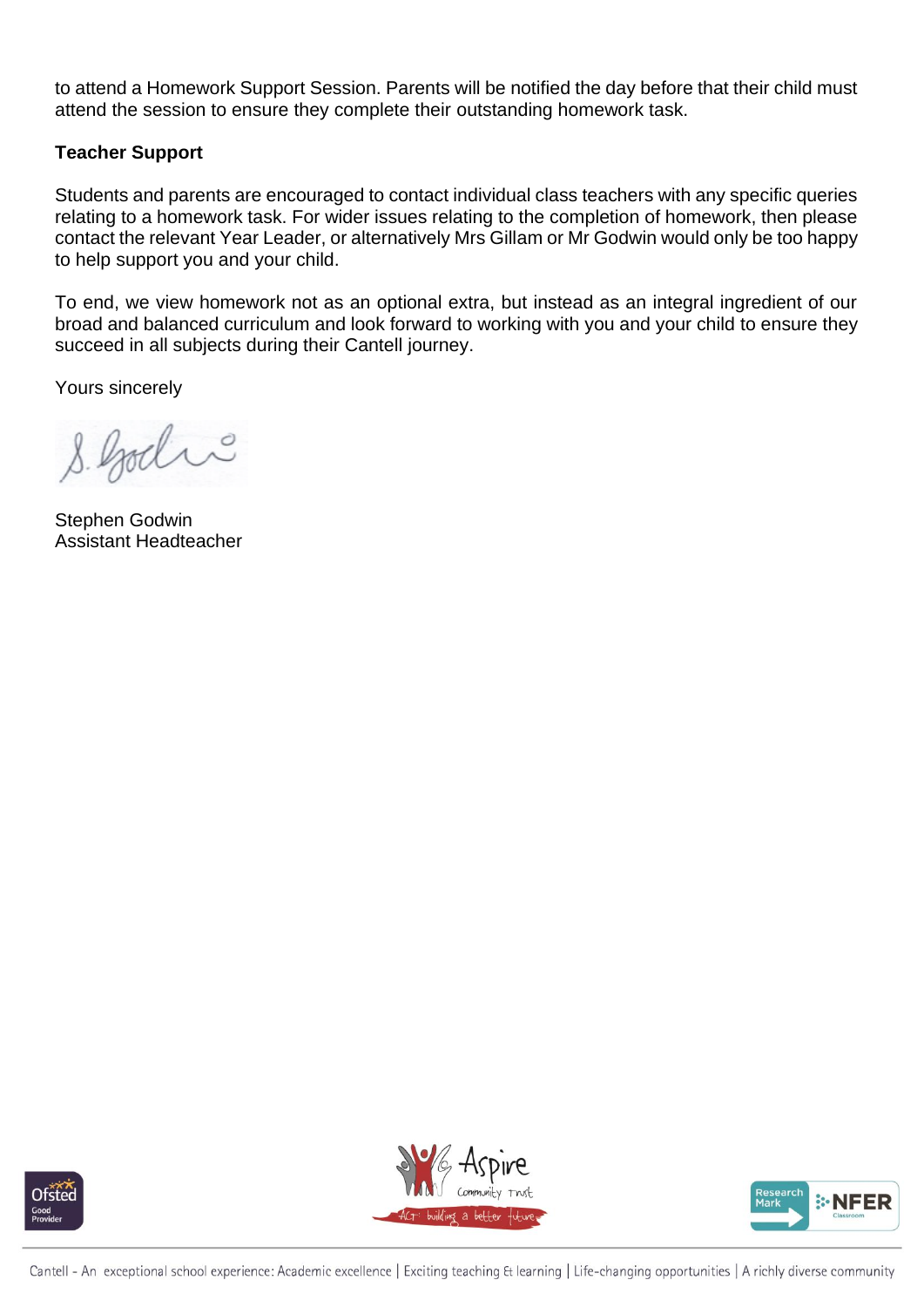to attend a Homework Support Session. Parents will be notified the day before that their child must attend the session to ensure they complete their outstanding homework task.

**Teacher Support**

Students and parents are encouraged to contact individual class teachers with any specific queries relating to a homework task. For wider issues relating to the completion of homework, then please contact the relevant Year Leader, or alternatively Mrs Gillam or Mr Godwin would only be too happy to help support you and your child.

To end, we view homework not as an optional extra, but instead as an integral ingredient of our broad and balanced curriculum and look forward to working with you and your child to ensure they succeed in all subjects during their Cantell journey.

Yours sincerely

Stephen Godwin
Assistant Headteacher